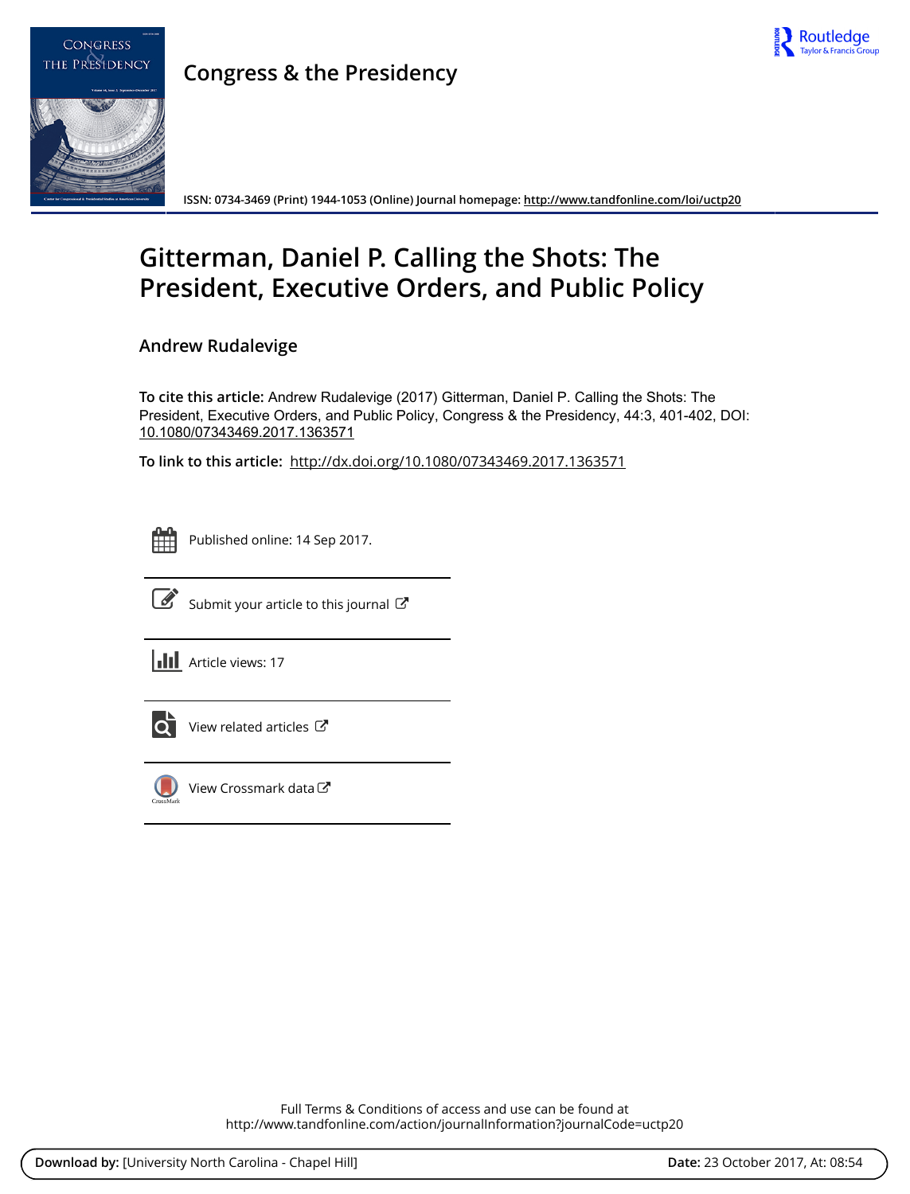# Congress & the Presidency

ISSN: 0734-3469 (Print) 1944-1053 (Online) Journal homepage: http://www.tandfonline.com/loi/uctp20

## Gitterman, Daniel P. Calling the Shots: The President, Executive Orders, and Public Policy

Andrew Rudalevige

**To cite this article:** Andrew Rudalevige (2017) Gitterman, Daniel P. Calling the Shots: The President, Executive Orders, and Public Policy, Congress & the Presidency, 44:3, 401-402, DOI: 10.1080/07343469.2017.1363571

**To link to this article:** http://dx.doi.org/10.1080/07343469.2017.1363571

Published online: 14 Sep 2017.

Submit your article to this journal

Article views: 17

View related articles

View Crossmark data

Full Terms & Conditions of access and use can be found at
http://www.tandfonline.com/action/journalInformation?journalCode=uctp20

**Download by:** [University North Carolina - Chapel Hill] **Date:** 23 October 2017, At: 08:54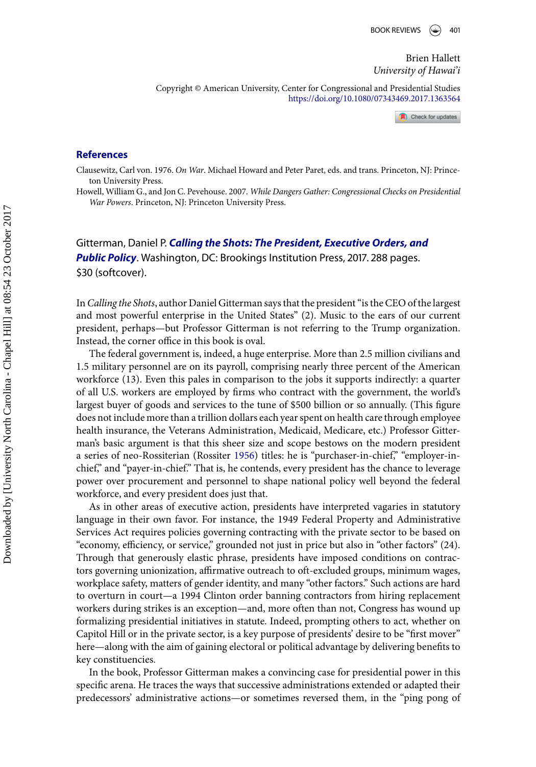Brien Hallett
*University of Hawai'i*

Copyright © American University, Center for Congressional and Presidential Studies
https://doi.org/10.1080/07343469.2017.1363564

## References

Clausewitz, Carl von. 1976. *On War*. Michael Howard and Peter Paret, eds. and trans. Princeton, NJ: Princeton University Press.

Howell, William G., and Jon C. Pevehouse. 2007. *While Dangers Gather: Congressional Checks on Presidential War Powers*. Princeton, NJ: Princeton University Press.

Gitterman, Daniel P. ***Calling the Shots: The President, Executive Orders, and Public Policy***. Washington, DC: Brookings Institution Press, 2017. 288 pages. $30 (softcover).

In *Calling the Shots*, author Daniel Gitterman says that the president "is the CEO of the largest and most powerful enterprise in the United States" (2). Music to the ears of our current president, perhaps—but Professor Gitterman is not referring to the Trump organization. Instead, the corner office in this book is oval.

The federal government is, indeed, a huge enterprise. More than 2.5 million civilians and 1.5 military personnel are on its payroll, comprising nearly three percent of the American workforce (13). Even this pales in comparison to the jobs it supports indirectly: a quarter of all U.S. workers are employed by firms who contract with the government, the world's largest buyer of goods and services to the tune of $500 billion or so annually. (This figure does not include more than a trillion dollars each year spent on health care through employee health insurance, the Veterans Administration, Medicaid, Medicare, etc.) Professor Gitterman's basic argument is that this sheer size and scope bestows on the modern president a series of neo-Rossiterian (Rossiter 1956) titles: he is "purchaser-in-chief," "employer-in-chief," and "payer-in-chief." That is, he contends, every president has the chance to leverage power over procurement and personnel to shape national policy well beyond the federal workforce, and every president does just that.

As in other areas of executive action, presidents have interpreted vagaries in statutory language in their own favor. For instance, the 1949 Federal Property and Administrative Services Act requires policies governing contracting with the private sector to be based on "economy, efficiency, or service," grounded not just in price but also in "other factors" (24). Through that generously elastic phrase, presidents have imposed conditions on contractors governing unionization, affirmative outreach to oft-excluded groups, minimum wages, workplace safety, matters of gender identity, and many "other factors." Such actions are hard to overturn in court—a 1994 Clinton order banning contractors from hiring replacement workers during strikes is an exception—and, more often than not, Congress has wound up formalizing presidential initiatives in statute. Indeed, prompting others to act, whether on Capitol Hill or in the private sector, is a key purpose of presidents' desire to be "first mover" here—along with the aim of gaining electoral or political advantage by delivering benefits to key constituencies.

In the book, Professor Gitterman makes a convincing case for presidential power in this specific arena. He traces the ways that successive administrations extended or adapted their predecessors' administrative actions—or sometimes reversed them, in the "ping pong of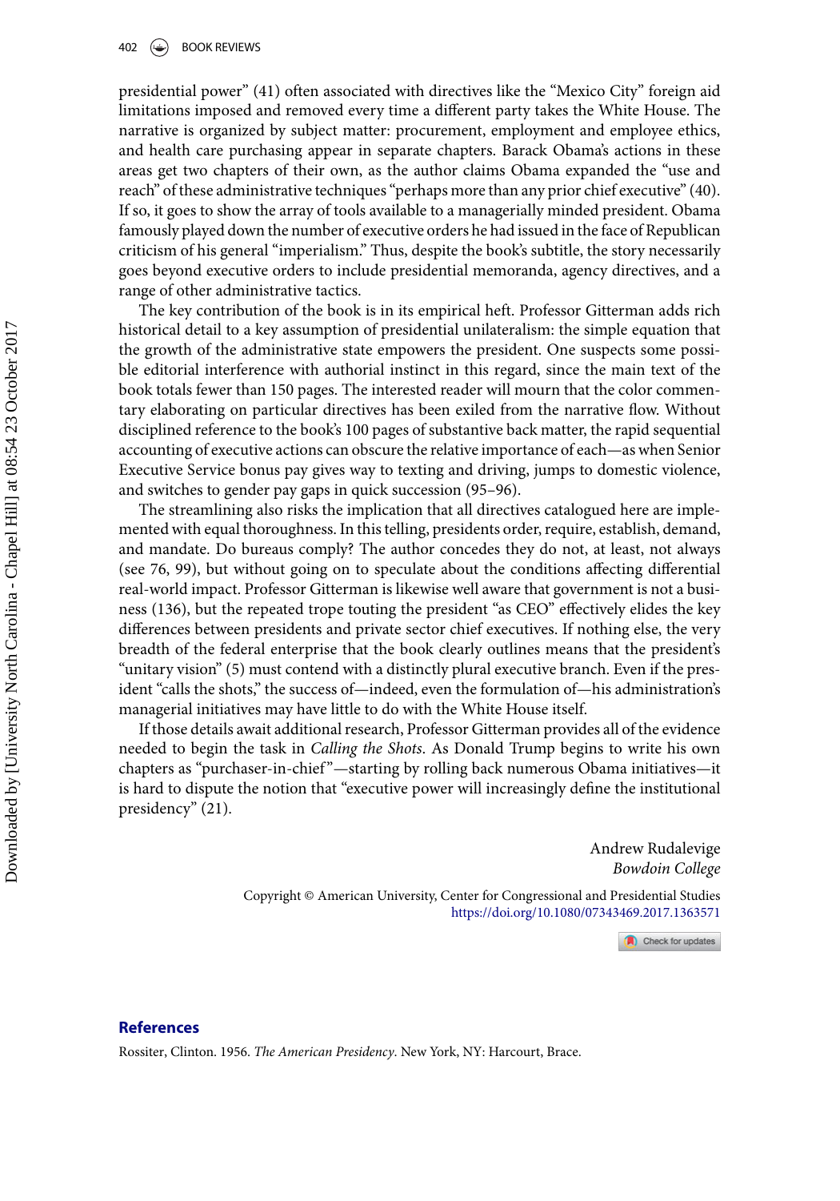presidential power" (41) often associated with directives like the "Mexico City" foreign aid limitations imposed and removed every time a different party takes the White House. The narrative is organized by subject matter: procurement, employment and employee ethics, and health care purchasing appear in separate chapters. Barack Obama's actions in these areas get two chapters of their own, as the author claims Obama expanded the "use and reach" of these administrative techniques "perhaps more than any prior chief executive" (40). If so, it goes to show the array of tools available to a managerially minded president. Obama famously played down the number of executive orders he had issued in the face of Republican criticism of his general "imperialism." Thus, despite the book's subtitle, the story necessarily goes beyond executive orders to include presidential memoranda, agency directives, and a range of other administrative tactics.

The key contribution of the book is in its empirical heft. Professor Gitterman adds rich historical detail to a key assumption of presidential unilateralism: the simple equation that the growth of the administrative state empowers the president. One suspects some possible editorial interference with authorial instinct in this regard, since the main text of the book totals fewer than 150 pages. The interested reader will mourn that the color commentary elaborating on particular directives has been exiled from the narrative flow. Without disciplined reference to the book's 100 pages of substantive back matter, the rapid sequential accounting of executive actions can obscure the relative importance of each—as when Senior Executive Service bonus pay gives way to texting and driving, jumps to domestic violence, and switches to gender pay gaps in quick succession (95–96).

The streamlining also risks the implication that all directives catalogued here are implemented with equal thoroughness. In this telling, presidents order, require, establish, demand, and mandate. Do bureaus comply? The author concedes they do not, at least, not always (see 76, 99), but without going on to speculate about the conditions affecting differential real-world impact. Professor Gitterman is likewise well aware that government is not a business (136), but the repeated trope touting the president "as CEO" effectively elides the key differences between presidents and private sector chief executives. If nothing else, the very breadth of the federal enterprise that the book clearly outlines means that the president's "unitary vision" (5) must contend with a distinctly plural executive branch. Even if the president "calls the shots," the success of—indeed, even the formulation of—his administration's managerial initiatives may have little to do with the White House itself.

If those details await additional research, Professor Gitterman provides all of the evidence needed to begin the task in *Calling the Shots*. As Donald Trump begins to write his own chapters as "purchaser-in-chief"—starting by rolling back numerous Obama initiatives—it is hard to dispute the notion that "executive power will increasingly define the institutional presidency" (21).

Andrew Rudalevige
*Bowdoin College*

Copyright © American University, Center for Congressional and Presidential Studies
https://doi.org/10.1080/07343469.2017.1363571

## References

Rossiter, Clinton. 1956. *The American Presidency*. New York, NY: Harcourt, Brace.